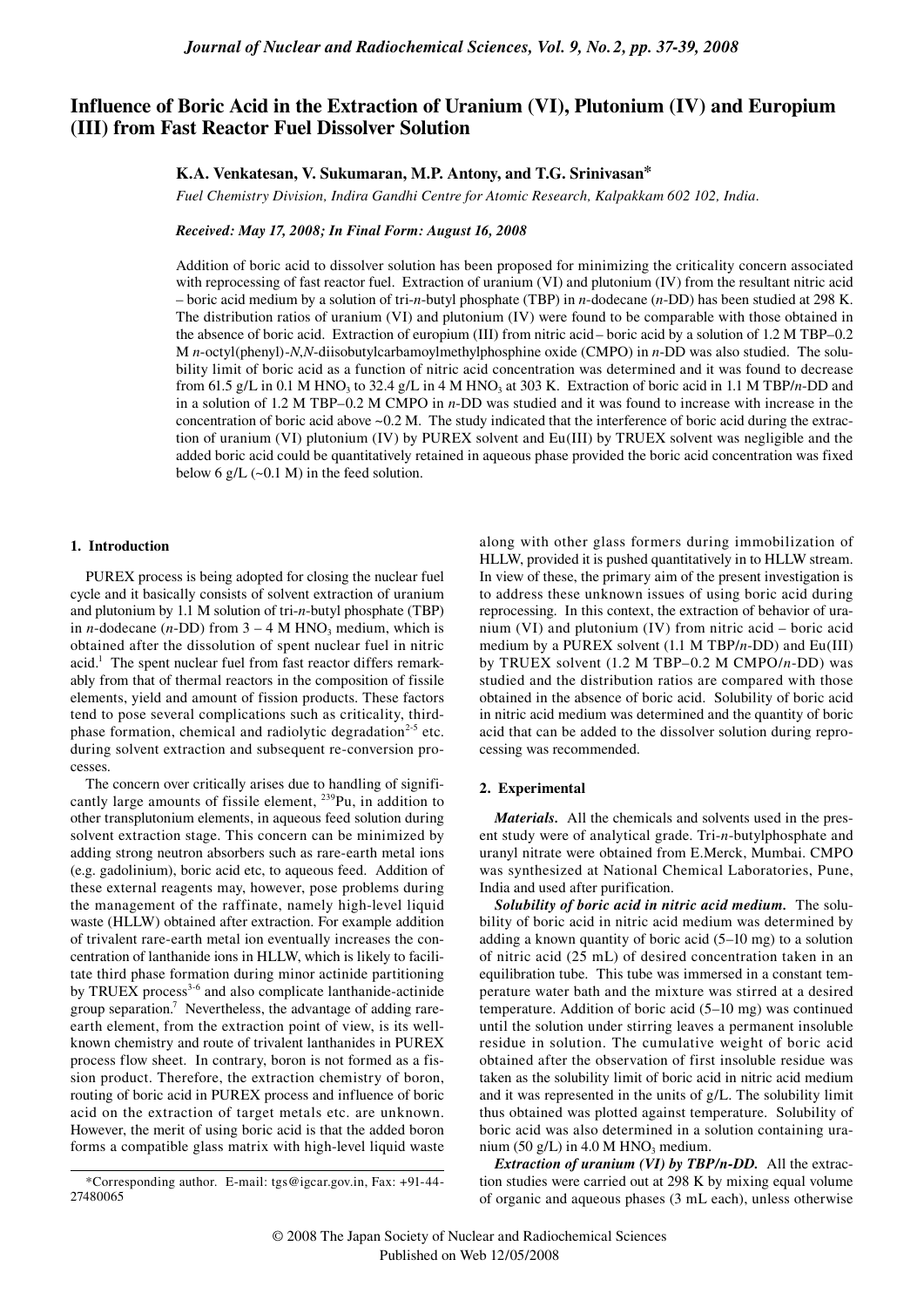# Influence of Boric Acid in the Extraction of Uranium (VI), Plutonium (IV) and Europium (III) from Fast Reactor Fuel Dissolver Solution

**K.A. Venkatesan, V. Sukumaran, M.P. Antony, and T.G. Srinivasan***

*Fuel Chemistry Division, Indira Gandhi Centre for Atomic Research, Kalpakkam 602 102, India.*

*Received: May 17, 2008; In Final Form: August 16, 2008*

Addition of boric acid to dissolver solution has been proposed for minimizing the criticality concern associated with reprocessing of fast reactor fuel. Extraction of uranium (VI) and plutonium (IV) from the resultant nitric acid – boric acid medium by a solution of tri-*n*-butyl phosphate (TBP) in *n*-dodecane (*n*-DD) has been studied at 298 K. The distribution ratios of uranium (VI) and plutonium (IV) were found to be comparable with those obtained in the absence of boric acid. Extraction of europium (III) from nitric acid – boric acid by a solution of 1.2 M TBP–0.2 M *n*-octyl(phenyl)-*N*,*N*-diisobutylcarbamoylmethylphosphine oxide (CMPO) in *n*-DD was also studied. The solubility limit of boric acid as a function of nitric acid concentration was determined and it was found to decrease from 61.5 g/L in 0.1 M $HNO_3$ to 32.4 g/L in 4 M $HNO_3$ at 303 K. Extraction of boric acid in 1.1 M TBP/*n*-DD and in a solution of 1.2 M TBP–0.2 M CMPO in *n*-DD was studied and it was found to increase with increase in the concentration of boric acid above ~0.2 M. The study indicated that the interference of boric acid during the extraction of uranium (VI) plutonium (IV) by PUREX solvent and Eu(III) by TRUEX solvent was negligible and the added boric acid could be quantitatively retained in aqueous phase provided the boric acid concentration was fixed below 6 g/L (~0.1 M) in the feed solution.

## 1. Introduction

PUREX process is being adopted for closing the nuclear fuel cycle and it basically consists of solvent extraction of uranium and plutonium by 1.1 M solution of tri-*n*-butyl phosphate (TBP) in *n*-dodecane (*n*-DD) from 3 – 4 M $HNO_3$ medium, which is obtained after the dissolution of spent nuclear fuel in nitric acid.[1] The spent nuclear fuel from fast reactor differs remarkably from that of thermal reactors in the composition of fissile elements, yield and amount of fission products. These factors tend to pose several complications such as criticality, third-phase formation, chemical and radiolytic degradation[2-5] etc. during solvent extraction and subsequent re-conversion processes.

The concern over critically arises due to handling of significantly large amounts of fissile element, $^{239}Pu$, in addition to other transplutonium elements, in aqueous feed solution during solvent extraction stage. This concern can be minimized by adding strong neutron absorbers such as rare-earth metal ions (e.g. gadolinium), boric acid etc, to aqueous feed. Addition of these external reagents may, however, pose problems during the management of the raffinate, namely high-level liquid waste (HLLW) obtained after extraction. For example addition of trivalent rare-earth metal ion eventually increases the concentration of lanthanide ions in HLLW, which is likely to facilitate third phase formation during minor actinide partitioning by TRUEX process[3-6] and also complicate lanthanide-actinide group separation.[7] Nevertheless, the advantage of adding rare-earth element, from the extraction point of view, is its well-known chemistry and route of trivalent lanthanides in PUREX process flow sheet. In contrary, boron is not formed as a fission product. Therefore, the extraction chemistry of boron, routing of boric acid in PUREX process and influence of boric acid on the extraction of target metals etc. are unknown. However, the merit of using boric acid is that the added boron forms a compatible glass matrix with high-level liquid waste along with other glass formers during immobilization of HLLW, provided it is pushed quantitatively in to HLLW stream. In view of these, the primary aim of the present investigation is to address these unknown issues of using boric acid during reprocessing. In this context, the extraction of behavior of uranium (VI) and plutonium (IV) from nitric acid – boric acid medium by a PUREX solvent (1.1 M TBP/*n*-DD) and Eu(III) by TRUEX solvent (1.2 M TBP–0.2 M CMPO/*n*-DD) was studied and the distribution ratios are compared with those obtained in the absence of boric acid. Solubility of boric acid in nitric acid medium was determined and the quantity of boric acid that can be added to the dissolver solution during reprocessing was recommended.

## 2. Experimental

***Materials.*** All the chemicals and solvents used in the present study were of analytical grade. Tri-*n*-butylphosphate and uranyl nitrate were obtained from E.Merck, Mumbai. CMPO was synthesized at National Chemical Laboratories, Pune, India and used after purification.

***Solubility of boric acid in nitric acid medium.*** The solubility of boric acid in nitric acid medium was determined by adding a known quantity of boric acid (5–10 mg) to a solution of nitric acid (25 mL) of desired concentration taken in an equilibration tube. This tube was immersed in a constant temperature water bath and the mixture was stirred at a desired temperature. Addition of boric acid (5–10 mg) was continued until the solution under stirring leaves a permanent insoluble residue in solution. The cumulative weight of boric acid obtained after the observation of first insoluble residue was taken as the solubility limit of boric acid in nitric acid medium and it was represented in the units of g/L. The solubility limit thus obtained was plotted against temperature. Solubility of boric acid was also determined in a solution containing uranium (50 g/L) in 4.0 M $HNO_3$ medium.

***Extraction of uranium (VI) by TBP/n-DD.*** All the extraction studies were carried out at 298 K by mixing equal volume of organic and aqueous phases (3 mL each), unless otherwise

*Corresponding author. E-mail: tgs@igcar.gov.in, Fax: +91-44-27480065

© 2008 The Japan Society of Nuclear and Radiochemical Sciences
Published on Web 12/05/2008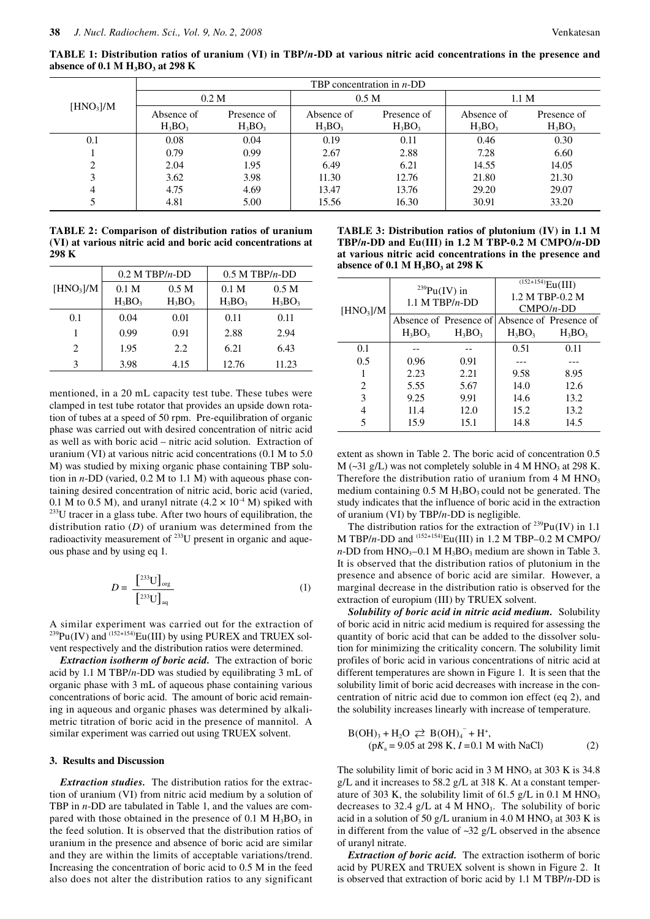**TABLE 1: Distribution ratios of uranium (VI) in TBP/*n*-DD at various nitric acid concentrations in the presence and absence of 0.1 M $H_3BO_3$ at 298 K**

| $[HNO_3]$/M | TBP concentration in *n*-DD | | | | | |
|---|---|---|---|---|---|---|
| | 0.2 M | | 0.5 M | | 1.1 M | |
| | Absence of $H_3BO_3$ | Presence of $H_3BO_3$ | Absence of $H_3BO_3$ | Presence of $H_3BO_3$ | Absence of $H_3BO_3$ | Presence of $H_3BO_3$ |
| 0.1 | 0.08 | 0.04 | 0.19 | 0.11 | 0.46 | 0.30 |
| 1 | 0.79 | 0.99 | 2.67 | 2.88 | 7.28 | 6.60 |
| 2 | 2.04 | 1.95 | 6.49 | 6.21 | 14.55 | 14.05 |
| 3 | 3.62 | 3.98 | 11.30 | 12.76 | 21.80 | 21.30 |
| 4 | 4.75 | 4.69 | 13.47 | 13.76 | 29.20 | 29.07 |
| 5 | 4.81 | 5.00 | 15.56 | 16.30 | 30.91 | 33.20 |

**TABLE 2: Comparison of distribution ratios of uranium (VI) at various nitric acid and boric acid concentrations at 298 K**

| $[HNO_3]$/M | 0.2 M TBP/*n*-DD | | 0.5 M TBP/*n*-DD | |
|---|---|---|---|---|
| | 0.1 M $H_3BO_3$ | 0.5 M $H_3BO_3$ | 0.1 M $H_3BO_3$ | 0.5 M $H_3BO_3$ |
| 0.1 | 0.04 | 0.01 | 0.11 | 0.11 |
| 1 | 0.99 | 0.91 | 2.88 | 2.94 |
| 2 | 1.95 | 2.2 | 6.21 | 6.43 |
| 3 | 3.98 | 4.15 | 12.76 | 11.23 |

mentioned, in a 20 mL capacity test tube. These tubes were clamped in test tube rotator that provides an upside down rotation of tubes at a speed of 50 rpm. Pre-equilibration of organic phase was carried out with desired concentration of nitric acid as well as with boric acid – nitric acid solution. Extraction of uranium (VI) at various nitric acid concentrations (0.1 M to 5.0 M) was studied by mixing organic phase containing TBP solution in *n*-DD (varied, 0.2 M to 1.1 M) with aqueous phase containing desired concentration of nitric acid, boric acid (varied, 0.1 M to 0.5 M), and uranyl nitrate ($4.2 \times 10^{-4}$ M) spiked with $^{233}$U tracer in a glass tube. After two hours of equilibration, the distribution ratio (*D*) of uranium was determined from the radioactivity measurement of $^{233}$U present in organic and aqueous phase and by using eq 1.

$$D = \frac{[^{233}\mathrm{U}]_{\mathrm{org}}}{[^{233}\mathrm{U}]_{\mathrm{aq}}} \tag{1}$$

A similar experiment was carried out for the extraction of $^{239}$Pu(IV) and $^{(152+154)}$Eu(III) by using PUREX and TRUEX solvent respectively and the distribution ratios were determined.

***Extraction isotherm of boric acid.*** The extraction of boric acid by 1.1 M TBP/*n*-DD was studied by equilibrating 3 mL of organic phase with 3 mL of aqueous phase containing various concentrations of boric acid. The amount of boric acid remaining in aqueous and organic phases was determined by alkalimetric titration of boric acid in the presence of mannitol. A similar experiment was carried out using TRUEX solvent.

### 3. Results and Discussion

***Extraction studies.*** The distribution ratios for the extraction of uranium (VI) from nitric acid medium by a solution of TBP in *n*-DD are tabulated in Table 1, and the values are compared with those obtained in the presence of 0.1 M $H_3BO_3$ in the feed solution. It is observed that the distribution ratios of uranium in the presence and absence of boric acid are similar and they are within the limits of acceptable variations/trend. Increasing the concentration of boric acid to 0.5 M in the feed also does not alter the distribution ratios to any significant extent as shown in Table 2. The boric acid of concentration 0.5 M (~31 g/L) was not completely soluble in 4 M $HNO_3$ at 298 K. Therefore the distribution ratio of uranium from 4 M $HNO_3$ medium containing 0.5 M $H_3BO_3$ could not be generated. The study indicates that the influence of boric acid in the extraction of uranium (VI) by TBP/*n*-DD is negligible.

**TABLE 3: Distribution ratios of plutonium (IV) in 1.1 M TBP/*n*-DD and Eu(III) in 1.2 M TBP-0.2 M CMPO/*n*-DD at various nitric acid concentrations in the presence and absence of 0.1 M $H_3BO_3$ at 298 K**

| $[HNO_3]$/M | $^{239}$Pu(IV) in 1.1 M TBP/*n*-DD | | $^{(152+154)}$Eu(III) 1.2 M TBP-0.2 M CMPO/*n*-DD | |
|---|---|---|---|---|
| | Absence of $H_3BO_3$ | Presence of $H_3BO_3$ | Absence of $H_3BO_3$ | Presence of $H_3BO_3$ |
| 0.1 | -- | -- | 0.51 | 0.11 |
| 0.5 | 0.96 | 0.91 | --- | --- |
| 1 | 2.23 | 2.21 | 9.58 | 8.95 |
| 2 | 5.55 | 5.67 | 14.0 | 12.6 |
| 3 | 9.25 | 9.91 | 14.6 | 13.2 |
| 4 | 11.4 | 12.0 | 15.2 | 13.2 |
| 5 | 15.9 | 15.1 | 14.8 | 14.5 |

The distribution ratios for the extraction of $^{239}$Pu(IV) in 1.1 M TBP/*n*-DD and $^{(152+154)}$Eu(III) in 1.2 M TBP–0.2 M CMPO/*n*-DD from $HNO_3$–0.1 M $H_3BO_3$ medium are shown in Table 3. It is observed that the distribution ratios of plutonium in the presence and absence of boric acid are similar. However, a marginal decrease in the distribution ratio is observed for the extraction of europium (III) by TRUEX solvent.

***Solubility of boric acid in nitric acid medium.*** Solubility of boric acid in nitric acid medium is required for assessing the quantity of boric acid that can be added to the dissolver solution for minimizing the criticality concern. The solubility limit profiles of boric acid in various concentrations of nitric acid at different temperatures are shown in Figure 1. It is seen that the solubility limit of boric acid decreases with increase in the concentration of nitric acid due to common ion effect (eq 2), and the solubility increases linearly with increase of temperature.

$$B(OH)_3 + H_2O \rightleftarrows B(OH)_4^- + H^+, \quad (pK_a = 9.05 \text{ at } 298\text{ K}, I = 0.1\text{ M with NaCl}) \tag{2}$$

The solubility limit of boric acid in 3 M $HNO_3$ at 303 K is 34.8 g/L and it increases to 58.2 g/L at 318 K. At a constant temperature of 303 K, the solubility limit of 61.5 g/L in 0.1 M $HNO_3$ decreases to 32.4 g/L at 4 M $HNO_3$. The solubility of boric acid in a solution of 50 g/L uranium in 4.0 M $HNO_3$ at 303 K is in different from the value of ~32 g/L observed in the absence of uranyl nitrate.

***Extraction of boric acid.*** The extraction isotherm of boric acid by PUREX and TRUEX solvent is shown in Figure 2. It is observed that extraction of boric acid by 1.1 M TBP/*n*-DD is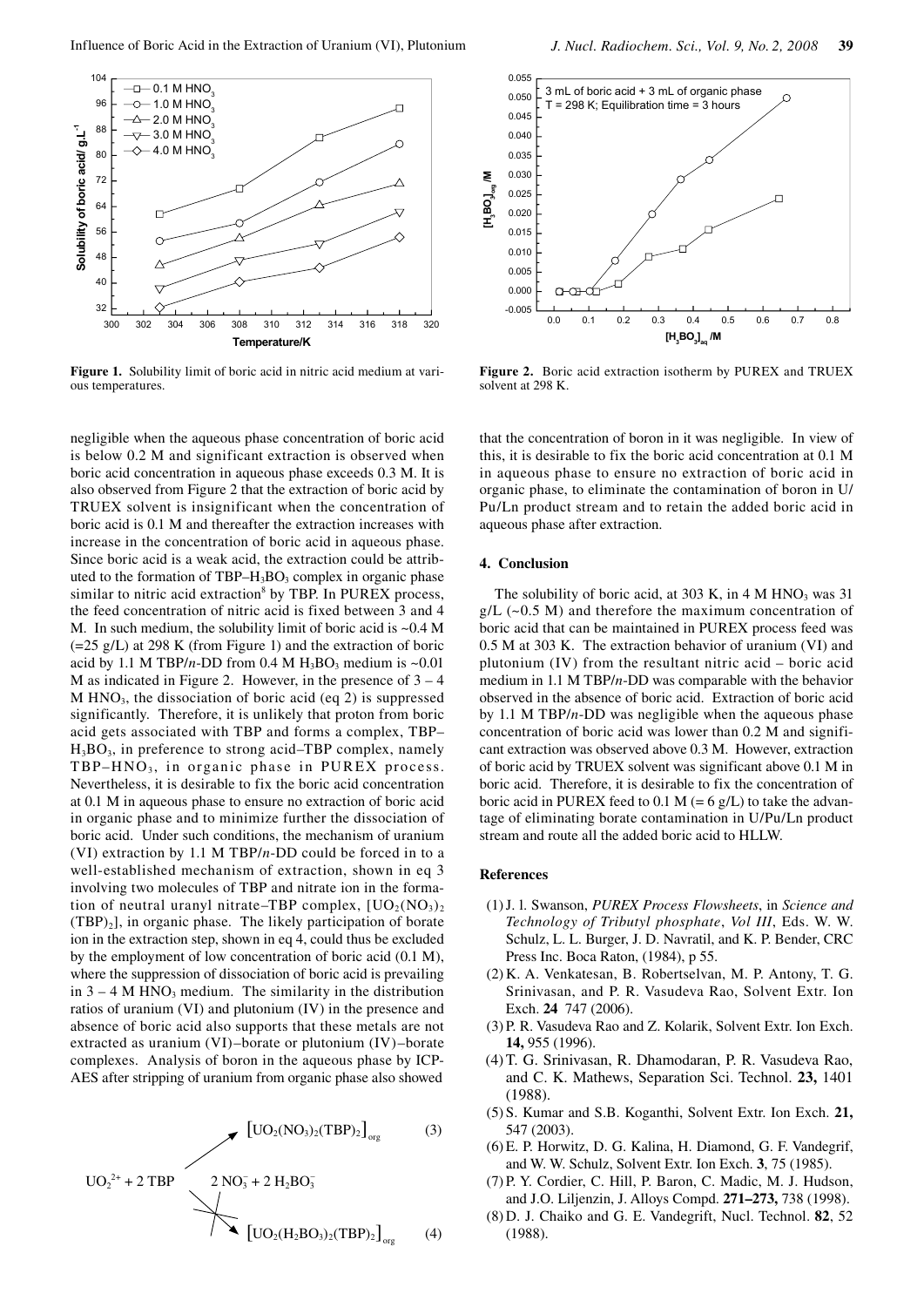104
96
88
80
72
64
56
48
40
32
300 302 304 306 308 310 312 314 316 318 320
Temperature/K
Solubility of boric acid/ g.L$^{-1}$
0.1 M $HNO_3$
1.0 M $HNO_3$
2.0 M $HNO_3$
3.0 M $HNO_3$
4.0 M $HNO_3$

**Figure 1.** Solubility limit of boric acid in nitric acid medium at various temperatures.

0.055
0.050
0.045
0.040
0.035
0.030
0.025
0.020
0.015
0.010
0.005
0.000
-0.005
0.0 0.1 0.2 0.3 0.4 0.5 0.6 0.7 0.8
3 mL of boric acid + 3 mL of organic phase
T = 298 K; Equilibration time = 3 hours
$[H_3BO_3]_{org}$ /M
$[H_3BO_3]_{aq}$ /M

**Figure 2.** Boric acid extraction isotherm by PUREX and TRUEX solvent at 298 K.

negligible when the aqueous phase concentration of boric acid is below 0.2 M and significant extraction is observed when boric acid concentration in aqueous phase exceeds 0.3 M. It is also observed from Figure 2 that the extraction of boric acid by TRUEX solvent is insignificant when the concentration of boric acid is 0.1 M and thereafter the extraction increases with increase in the concentration of boric acid in aqueous phase. Since boric acid is a weak acid, the extraction could be attributed to the formation of TBP–$H_3BO_3$ complex in organic phase similar to nitric acid extraction[8] by TBP. In PUREX process, the feed concentration of nitric acid is fixed between 3 and 4 M. In such medium, the solubility limit of boric acid is ~0.4 M (=25 g/L) at 298 K (from Figure 1) and the extraction of boric acid by 1.1 M TBP/*n*-DD from 0.4 M $H_3BO_3$ medium is ~0.01 M as indicated in Figure 2. However, in the presence of 3 – 4 M $HNO_3$, the dissociation of boric acid (eq 2) is suppressed significantly. Therefore, it is unlikely that proton from boric acid gets associated with TBP and forms a complex, TBP–$H_3BO_3$, in preference to strong acid–TBP complex, namely TBP–$HNO_3$, in organic phase in PUREX process. Nevertheless, it is desirable to fix the boric acid concentration at 0.1 M in aqueous phase to ensure no extraction of boric acid in organic phase and to minimize further the dissociation of boric acid. Under such conditions, the mechanism of uranium (VI) extraction by 1.1 M TBP/*n*-DD could be forced in to a well-established mechanism of extraction, shown in eq 3 involving two molecules of TBP and nitrate ion in the formation of neutral uranyl nitrate–TBP complex, $[UO_2(NO_3)_2(TBP)_2]$, in organic phase. The likely participation of borate ion in the extraction step, shown in eq 4, could thus be excluded by the employment of low concentration of boric acid (0.1 M), where the suppression of dissociation of boric acid is prevailing in 3 – 4 M $HNO_3$ medium. The similarity in the distribution ratios of uranium (VI) and plutonium (IV) in the presence and absence of boric acid also supports that these metals are not extracted as uranium (VI)–borate or plutonium (IV)–borate complexes. Analysis of boron in the aqueous phase by ICP-AES after stripping of uranium from organic phase also showed

$$UO_2^{2+} + 2\,TBP \quad 2\,NO_3^- + 2\,H_2BO_3^- \longrightarrow [UO_2(NO_3)_2(TBP)_2]_{org} \qquad (3)$$

$$\not\longrightarrow [UO_2(H_2BO_3)_2(TBP)_2]_{org} \qquad (4)$$

that the concentration of boron in it was negligible. In view of this, it is desirable to fix the boric acid concentration at 0.1 M in aqueous phase to ensure no extraction of boric acid in organic phase, to eliminate the contamination of boron in U/Pu/Ln product stream and to retain the added boric acid in aqueous phase after extraction.

## 4. Conclusion

The solubility of boric acid, at 303 K, in 4 M $HNO_3$ was 31 g/L (~0.5 M) and therefore the maximum concentration of boric acid that can be maintained in PUREX process feed was 0.5 M at 303 K. The extraction behavior of uranium (VI) and plutonium (IV) from the resultant nitric acid – boric acid medium in 1.1 M TBP/*n*-DD was comparable with the behavior observed in the absence of boric acid. Extraction of boric acid by 1.1 M TBP/*n*-DD was negligible when the aqueous phase concentration of boric acid was lower than 0.2 M and significant extraction was observed above 0.3 M. However, extraction of boric acid by TRUEX solvent was significant above 0.1 M in boric acid. Therefore, it is desirable to fix the concentration of boric acid in PUREX feed to 0.1 M (= 6 g/L) to take the advantage of eliminating borate contamination in U/Pu/Ln product stream and route all the added boric acid to HLLW.

## References

(1) J. l. Swanson, *PUREX Process Flowsheets*, in *Science and Technology of Tributyl phosphate*, *Vol III*, Eds. W. W. Schulz, L. L. Burger, J. D. Navratil, and K. P. Bender, CRC Press Inc. Boca Raton, (1984), p 55.

(2) K. A. Venkatesan, B. Robertselvan, M. P. Antony, T. G. Srinivasan, and P. R. Vasudeva Rao, Solvent Extr. Ion Exch. **24** 747 (2006).

(3) P. R. Vasudeva Rao and Z. Kolarik, Solvent Extr. Ion Exch. **14,** 955 (1996).

(4) T. G. Srinivasan, R. Dhamodaran, P. R. Vasudeva Rao, and C. K. Mathews, Separation Sci. Technol. **23,** 1401 (1988).

(5) S. Kumar and S.B. Koganthi, Solvent Extr. Ion Exch. **21,** 547 (2003).

(6) E. P. Horwitz, D. G. Kalina, H. Diamond, G. F. Vandegrif, and W. W. Schulz, Solvent Extr. Ion Exch. **3**, 75 (1985).

(7) P. Y. Cordier, C. Hill, P. Baron, C. Madic, M. J. Hudson, and J.O. Liljenzin, J. Alloys Compd. **271–273,** 738 (1998).

(8) D. J. Chaiko and G. E. Vandegrift, Nucl. Technol. **82**, 52 (1988).